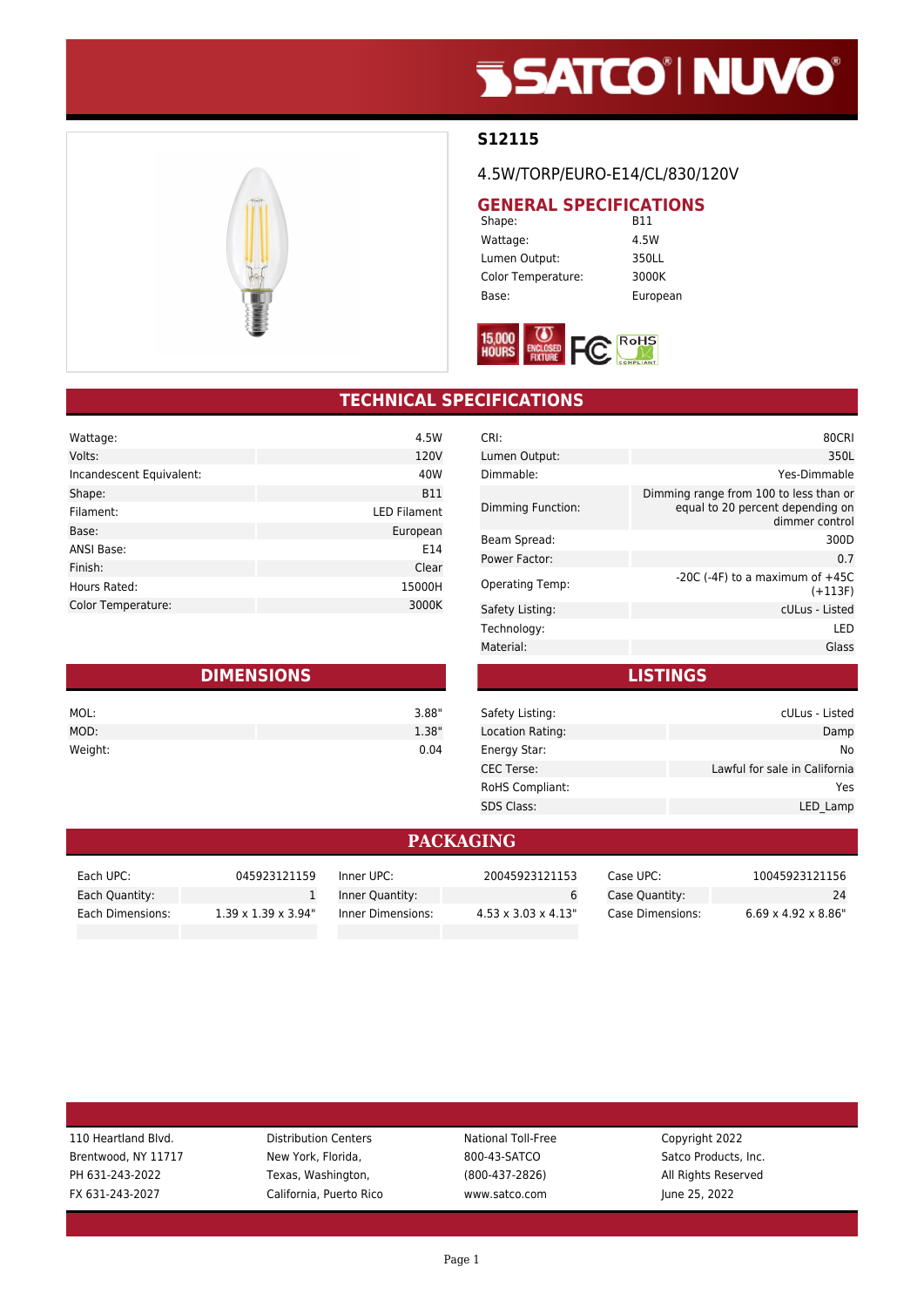# S12115

4.5W/TORP/EURO-E14/CL/830/120V

## GENERAL SPECIFICATIONS

| Shape: | B11 |
|---|---|
| Wattage: | 4.5W |
| Lumen Output: | 350LL |
| Color Temperature: | 3000K |
| Base: | European |

## TECHNICAL SPECIFICATIONS

| Wattage: | 4.5W |
|---|---|
| Volts: | 120V |
| Incandescent Equivalent: | 40W |
| Shape: | B11 |
| Filament: | LED Filament |
| Base: | European |
| ANSI Base: | E14 |
| Finish: | Clear |
| Hours Rated: | 15000H |
| Color Temperature: | 3000K |

| CRI: | 80CRI |
|---|---|
| Lumen Output: | 350L |
| Dimmable: | Yes-Dimmable |
| Dimming Function: | Dimming range from 100 to less than or equal to 20 percent depending on dimmer control |
| Beam Spread: | 300D |
| Power Factor: | 0.7 |
| Operating Temp: | -20C (-4F) to a maximum of +45C (+113F) |
| Safety Listing: | cULus - Listed |
| Technology: | LED |
| Material: | Glass |

## DIMENSIONS

| MOL: | 3.88" |
|---|---|
| MOD: | 1.38" |
| Weight: | 0.04 |

## LISTINGS

| Safety Listing: | cULus - Listed |
|---|---|
| Location Rating: | Damp |
| Energy Star: | No |
| CEC Terse: | Lawful for sale in California |
| RoHS Compliant: | Yes |
| SDS Class: | LED_Lamp |

## PACKAGING

| Each UPC: | 045923121159 | Inner UPC: | 20045923121153 | Case UPC: | 10045923121156 |
|---|---|---|---|---|---|
| Each Quantity: | 1 | Inner Quantity: | 6 | Case Quantity: | 24 |
| Each Dimensions: | 1.39 x 1.39 x 3.94" | Inner Dimensions: | 4.53 x 3.03 x 4.13" | Case Dimensions: | 6.69 x 4.92 x 8.86" |

110 Heartland Blvd.
Brentwood, NY 11717
PH 631-243-2022
FX 631-243-2027

Distribution Centers
New York, Florida,
Texas, Washington,
California, Puerto Rico

National Toll-Free
800-43-SATCO
(800-437-2826)
www.satco.com

Copyright 2022
Satco Products, Inc.
All Rights Reserved
June 25, 2022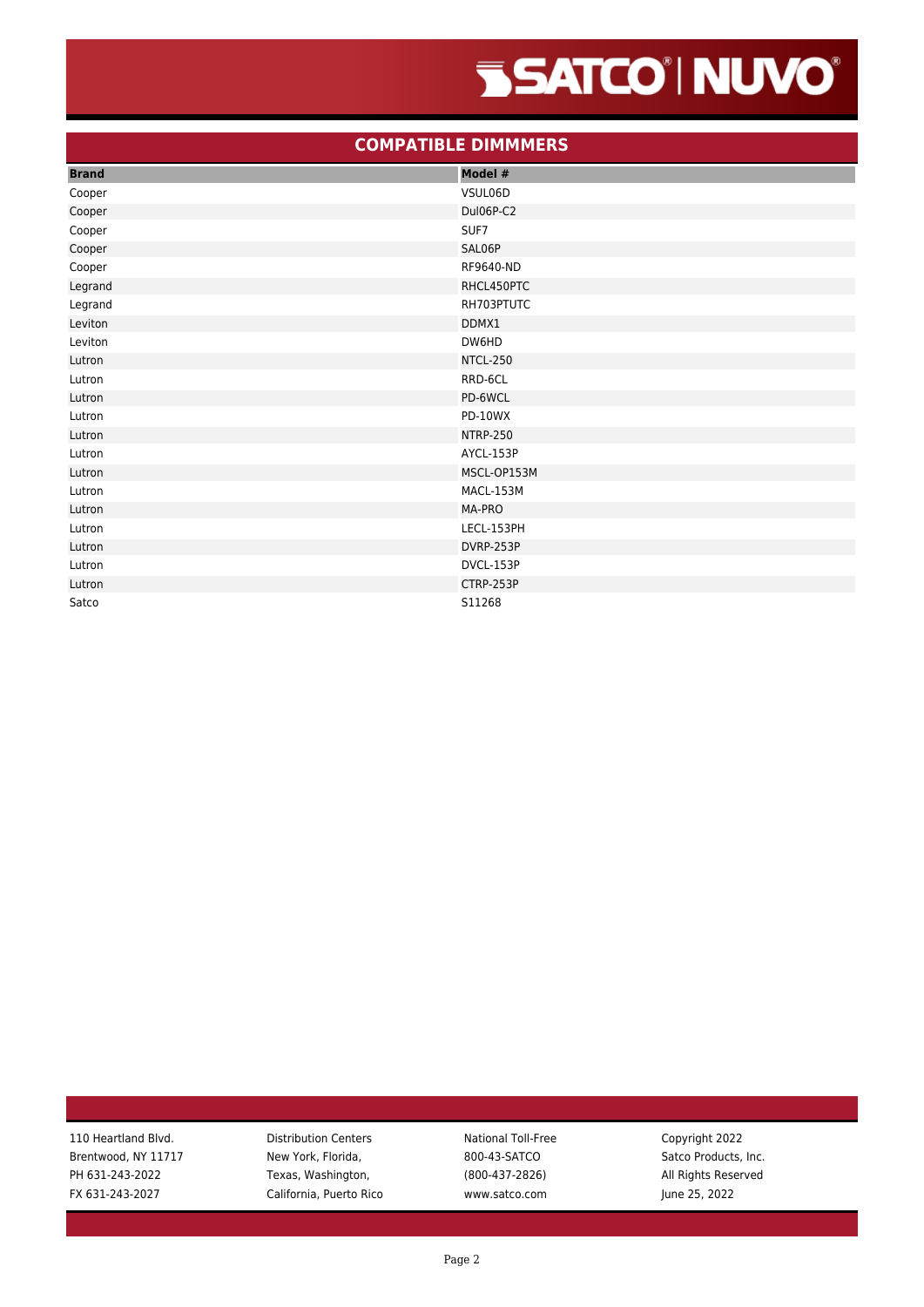## COMPATIBLE DIMMMERS

| Brand | Model # |
|---|---|
| Cooper | VSUL06D |
| Cooper | Dul06P-C2 |
| Cooper | SUF7 |
| Cooper | SAL06P |
| Cooper | RF9640-ND |
| Legrand | RHCL450PTC |
| Legrand | RH703PTUTC |
| Leviton | DDMX1 |
| Leviton | DW6HD |
| Lutron | NTCL-250 |
| Lutron | RRD-6CL |
| Lutron | PD-6WCL |
| Lutron | PD-10WX |
| Lutron | NTRP-250 |
| Lutron | AYCL-153P |
| Lutron | MSCL-OP153M |
| Lutron | MACL-153M |
| Lutron | MA-PRO |
| Lutron | LECL-153PH |
| Lutron | DVRP-253P |
| Lutron | DVCL-153P |
| Lutron | CTRP-253P |
| Satco | S11268 |

110 Heartland Blvd.
Brentwood, NY 11717
PH 631-243-2022
FX 631-243-2027

Distribution Centers
New York, Florida,
Texas, Washington,
California, Puerto Rico

National Toll-Free
800-43-SATCO
(800-437-2826)
www.satco.com

Copyright 2022
Satco Products, Inc.
All Rights Reserved
June 25, 2022